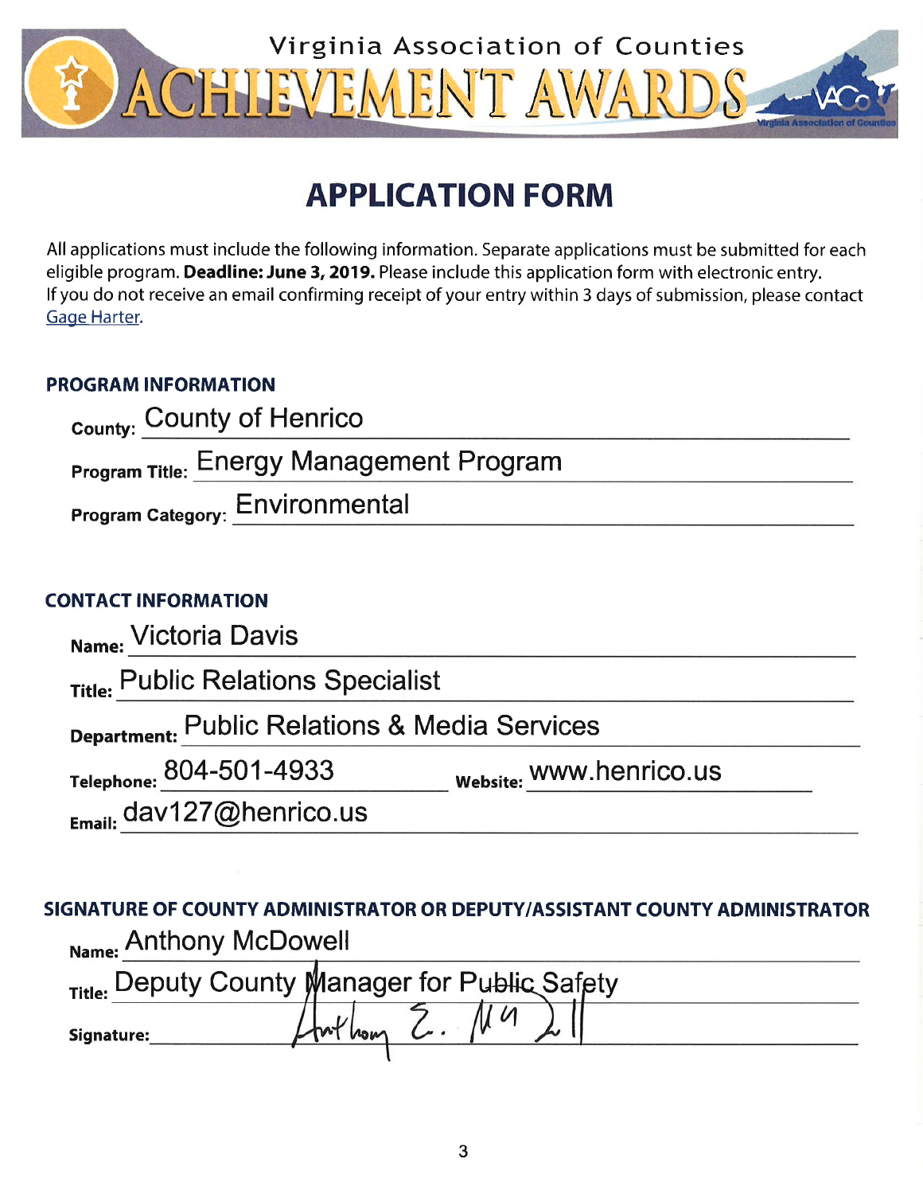Virginia Association of Counties

# ACHIEVEMENT AWARDS

## APPLICATION FORM

All applications must include the following information. Separate applications must be submitted for each eligible program. **Deadline: June 3, 2019.** Please include this application form with electronic entry. If you do not receive an email confirming receipt of your entry within 3 days of submission, please contact Gage Harter.

### PROGRAM INFORMATION

**County:** County of Henrico

**Program Title:** Energy Management Program

**Program Category:** Environmental

### CONTACT INFORMATION

**Name:** Victoria Davis

**Title:** Public Relations Specialist

**Department:** Public Relations & Media Services

**Telephone:** 804-501-4933 **Website:** www.henrico.us

**Email:** dav127@henrico.us

### SIGNATURE OF COUNTY ADMINISTRATOR OR DEPUTY/ASSISTANT COUNTY ADMINISTRATOR

**Name:** Anthony McDowell

**Title:** Deputy County Manager for Public Safety

**Signature:** Anthony E. McDowell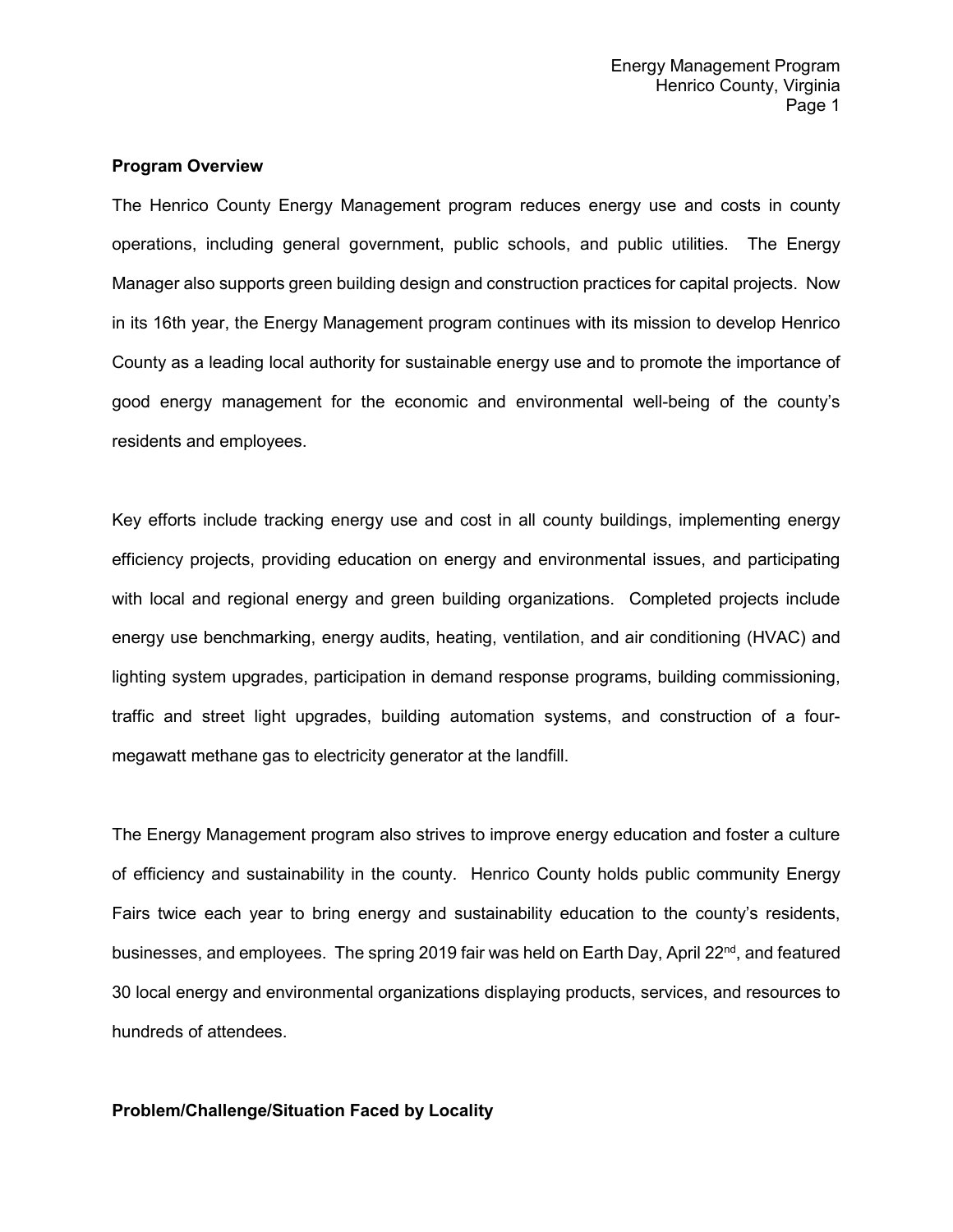## Program Overview

The Henrico County Energy Management program reduces energy use and costs in county operations, including general government, public schools, and public utilities. The Energy Manager also supports green building design and construction practices for capital projects. Now in its 16th year, the Energy Management program continues with its mission to develop Henrico County as a leading local authority for sustainable energy use and to promote the importance of good energy management for the economic and environmental well-being of the county's residents and employees.

Key efforts include tracking energy use and cost in all county buildings, implementing energy efficiency projects, providing education on energy and environmental issues, and participating with local and regional energy and green building organizations. Completed projects include energy use benchmarking, energy audits, heating, ventilation, and air conditioning (HVAC) and lighting system upgrades, participation in demand response programs, building commissioning, traffic and street light upgrades, building automation systems, and construction of a four-megawatt methane gas to electricity generator at the landfill.

The Energy Management program also strives to improve energy education and foster a culture of efficiency and sustainability in the county. Henrico County holds public community Energy Fairs twice each year to bring energy and sustainability education to the county's residents, businesses, and employees. The spring 2019 fair was held on Earth Day, April 22nd, and featured 30 local energy and environmental organizations displaying products, services, and resources to hundreds of attendees.

## Problem/Challenge/Situation Faced by Locality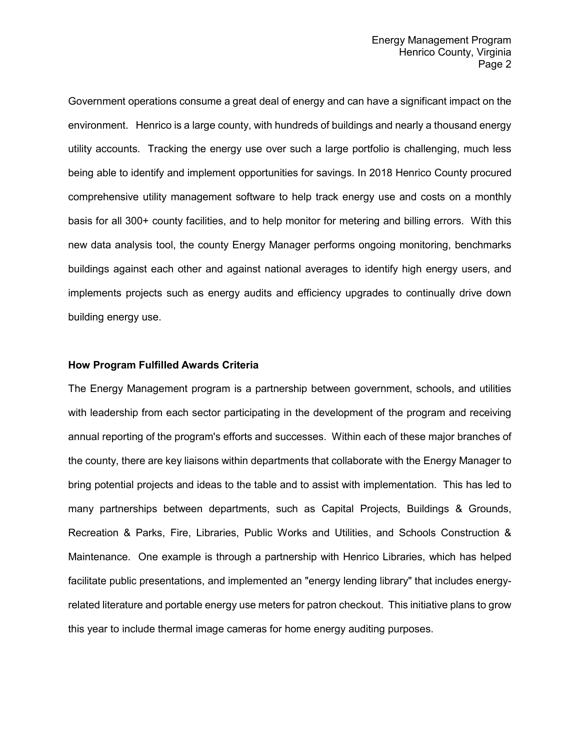Government operations consume a great deal of energy and can have a significant impact on the environment. Henrico is a large county, with hundreds of buildings and nearly a thousand energy utility accounts. Tracking the energy use over such a large portfolio is challenging, much less being able to identify and implement opportunities for savings. In 2018 Henrico County procured comprehensive utility management software to help track energy use and costs on a monthly basis for all 300+ county facilities, and to help monitor for metering and billing errors. With this new data analysis tool, the county Energy Manager performs ongoing monitoring, benchmarks buildings against each other and against national averages to identify high energy users, and implements projects such as energy audits and efficiency upgrades to continually drive down building energy use.

**How Program Fulfilled Awards Criteria**

The Energy Management program is a partnership between government, schools, and utilities with leadership from each sector participating in the development of the program and receiving annual reporting of the program's efforts and successes. Within each of these major branches of the county, there are key liaisons within departments that collaborate with the Energy Manager to bring potential projects and ideas to the table and to assist with implementation. This has led to many partnerships between departments, such as Capital Projects, Buildings & Grounds, Recreation & Parks, Fire, Libraries, Public Works and Utilities, and Schools Construction & Maintenance. One example is through a partnership with Henrico Libraries, which has helped facilitate public presentations, and implemented an "energy lending library" that includes energy-related literature and portable energy use meters for patron checkout. This initiative plans to grow this year to include thermal image cameras for home energy auditing purposes.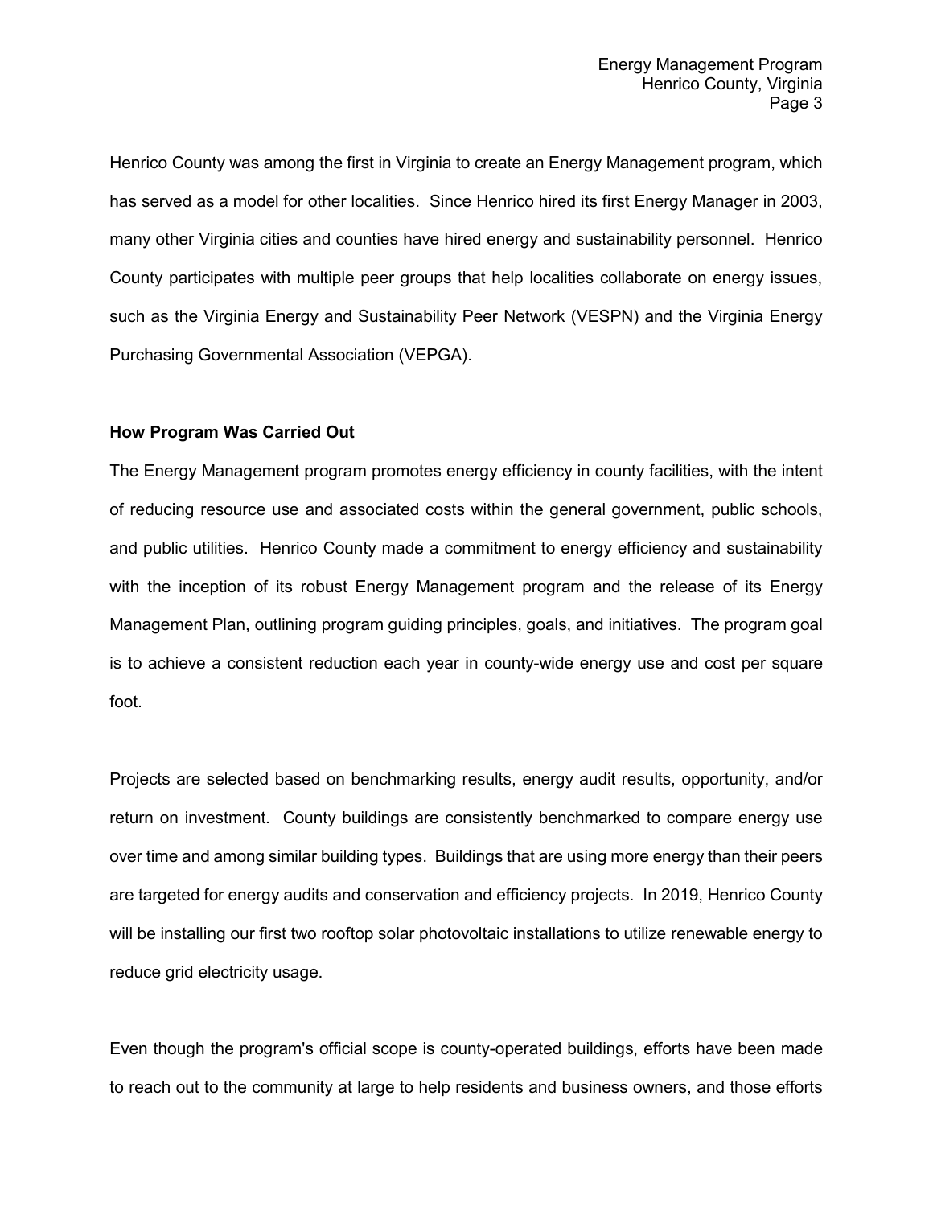Henrico County was among the first in Virginia to create an Energy Management program, which has served as a model for other localities. Since Henrico hired its first Energy Manager in 2003, many other Virginia cities and counties have hired energy and sustainability personnel. Henrico County participates with multiple peer groups that help localities collaborate on energy issues, such as the Virginia Energy and Sustainability Peer Network (VESPN) and the Virginia Energy Purchasing Governmental Association (VEPGA).

**How Program Was Carried Out**

The Energy Management program promotes energy efficiency in county facilities, with the intent of reducing resource use and associated costs within the general government, public schools, and public utilities. Henrico County made a commitment to energy efficiency and sustainability with the inception of its robust Energy Management program and the release of its Energy Management Plan, outlining program guiding principles, goals, and initiatives. The program goal is to achieve a consistent reduction each year in county-wide energy use and cost per square foot.

Projects are selected based on benchmarking results, energy audit results, opportunity, and/or return on investment. County buildings are consistently benchmarked to compare energy use over time and among similar building types. Buildings that are using more energy than their peers are targeted for energy audits and conservation and efficiency projects. In 2019, Henrico County will be installing our first two rooftop solar photovoltaic installations to utilize renewable energy to reduce grid electricity usage.

Even though the program's official scope is county-operated buildings, efforts have been made to reach out to the community at large to help residents and business owners, and those efforts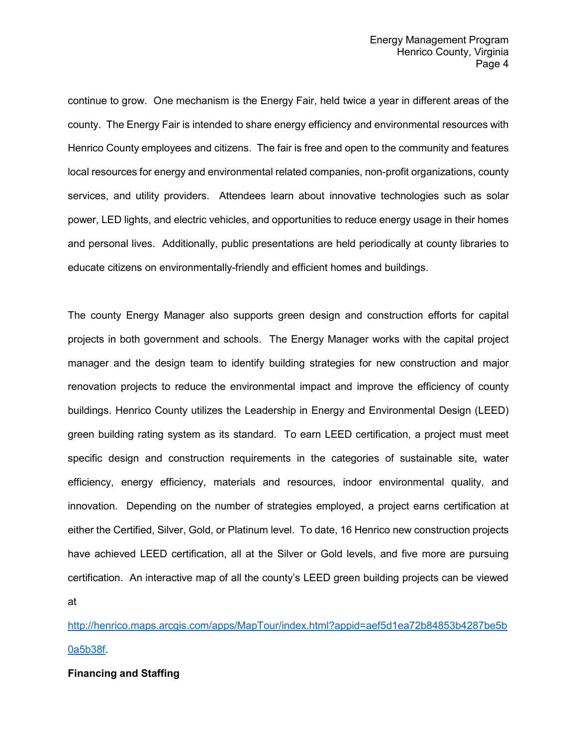continue to grow. One mechanism is the Energy Fair, held twice a year in different areas of the county. The Energy Fair is intended to share energy efficiency and environmental resources with Henrico County employees and citizens. The fair is free and open to the community and features local resources for energy and environmental related companies, non-profit organizations, county services, and utility providers. Attendees learn about innovative technologies such as solar power, LED lights, and electric vehicles, and opportunities to reduce energy usage in their homes and personal lives. Additionally, public presentations are held periodically at county libraries to educate citizens on environmentally-friendly and efficient homes and buildings.

The county Energy Manager also supports green design and construction efforts for capital projects in both government and schools. The Energy Manager works with the capital project manager and the design team to identify building strategies for new construction and major renovation projects to reduce the environmental impact and improve the efficiency of county buildings. Henrico County utilizes the Leadership in Energy and Environmental Design (LEED) green building rating system as its standard. To earn LEED certification, a project must meet specific design and construction requirements in the categories of sustainable site, water efficiency, energy efficiency, materials and resources, indoor environmental quality, and innovation. Depending on the number of strategies employed, a project earns certification at either the Certified, Silver, Gold, or Platinum level. To date, 16 Henrico new construction projects have achieved LEED certification, all at the Silver or Gold levels, and five more are pursuing certification. An interactive map of all the county's LEED green building projects can be viewed at

http://henrico.maps.arcgis.com/apps/MapTour/index.html?appid=aef5d1ea72b84853b4287be5b0a5b38f.

**Financing and Staffing**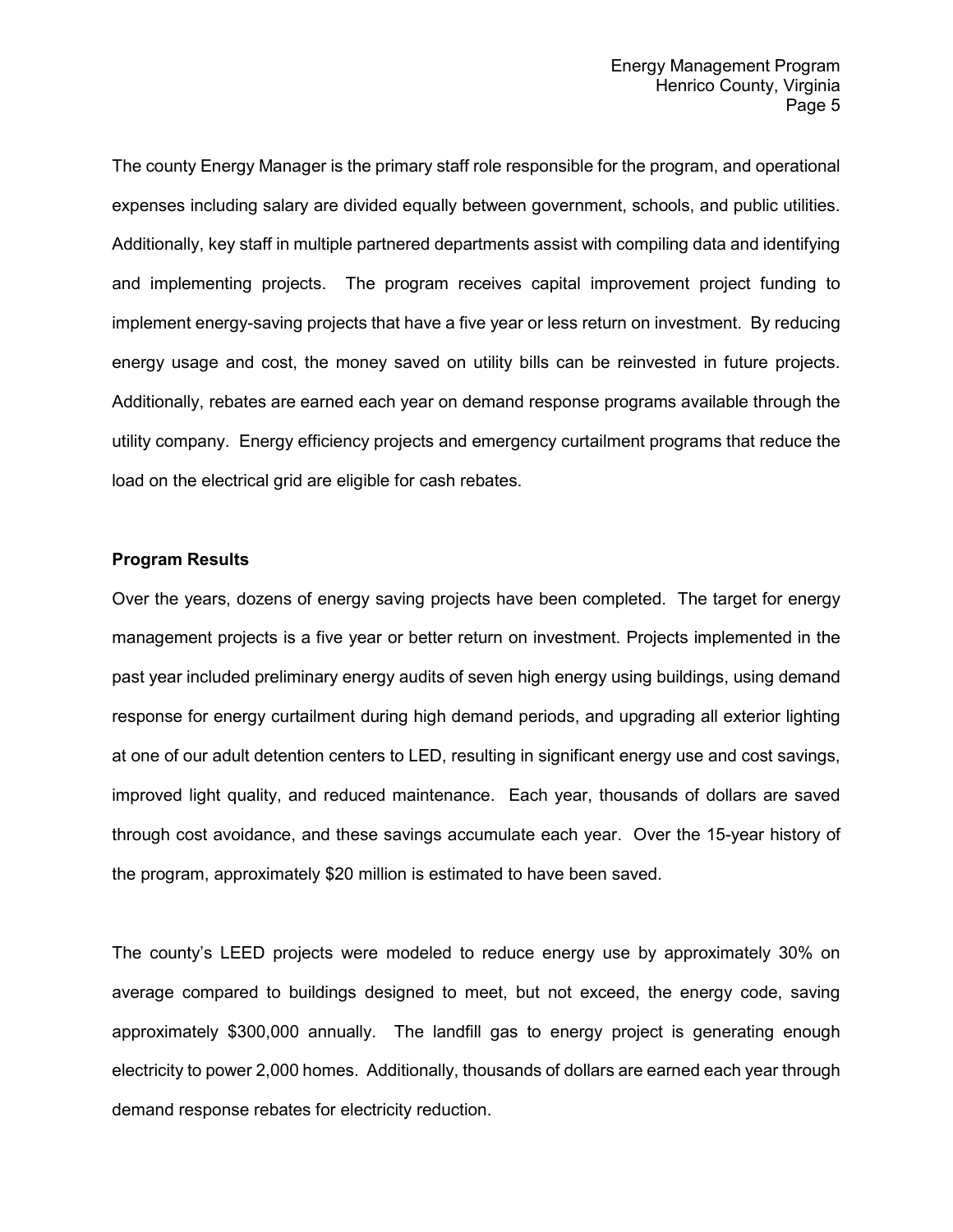The county Energy Manager is the primary staff role responsible for the program, and operational expenses including salary are divided equally between government, schools, and public utilities. Additionally, key staff in multiple partnered departments assist with compiling data and identifying and implementing projects. The program receives capital improvement project funding to implement energy-saving projects that have a five year or less return on investment. By reducing energy usage and cost, the money saved on utility bills can be reinvested in future projects. Additionally, rebates are earned each year on demand response programs available through the utility company. Energy efficiency projects and emergency curtailment programs that reduce the load on the electrical grid are eligible for cash rebates.

**Program Results**

Over the years, dozens of energy saving projects have been completed. The target for energy management projects is a five year or better return on investment. Projects implemented in the past year included preliminary energy audits of seven high energy using buildings, using demand response for energy curtailment during high demand periods, and upgrading all exterior lighting at one of our adult detention centers to LED, resulting in significant energy use and cost savings, improved light quality, and reduced maintenance. Each year, thousands of dollars are saved through cost avoidance, and these savings accumulate each year. Over the 15-year history of the program, approximately $20 million is estimated to have been saved.

The county's LEED projects were modeled to reduce energy use by approximately 30% on average compared to buildings designed to meet, but not exceed, the energy code, saving approximately $300,000 annually. The landfill gas to energy project is generating enough electricity to power 2,000 homes. Additionally, thousands of dollars are earned each year through demand response rebates for electricity reduction.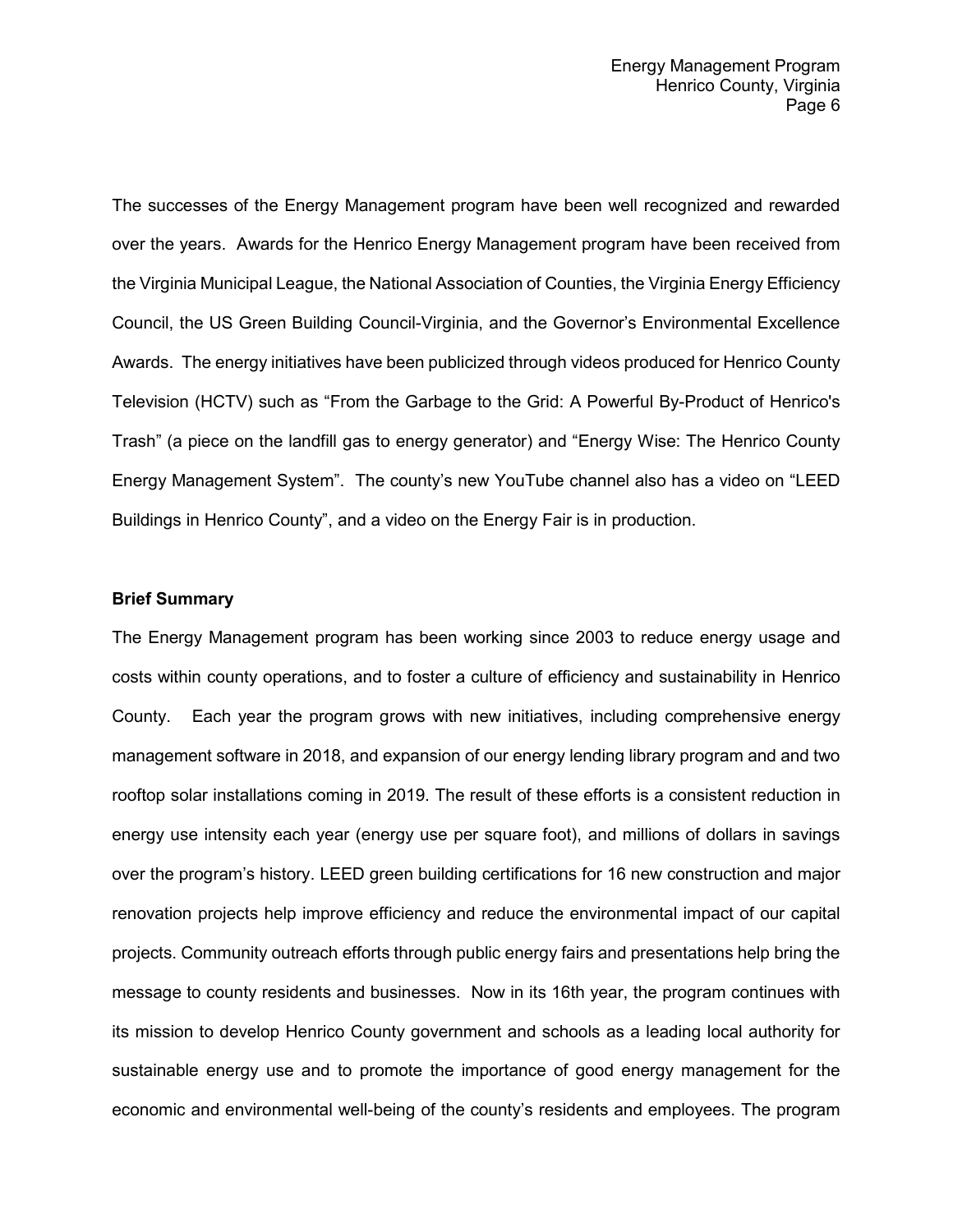The successes of the Energy Management program have been well recognized and rewarded over the years. Awards for the Henrico Energy Management program have been received from the Virginia Municipal League, the National Association of Counties, the Virginia Energy Efficiency Council, the US Green Building Council-Virginia, and the Governor's Environmental Excellence Awards. The energy initiatives have been publicized through videos produced for Henrico County Television (HCTV) such as "From the Garbage to the Grid: A Powerful By-Product of Henrico's Trash" (a piece on the landfill gas to energy generator) and "Energy Wise: The Henrico County Energy Management System". The county's new YouTube channel also has a video on "LEED Buildings in Henrico County", and a video on the Energy Fair is in production.

**Brief Summary**

The Energy Management program has been working since 2003 to reduce energy usage and costs within county operations, and to foster a culture of efficiency and sustainability in Henrico County. Each year the program grows with new initiatives, including comprehensive energy management software in 2018, and expansion of our energy lending library program and and two rooftop solar installations coming in 2019. The result of these efforts is a consistent reduction in energy use intensity each year (energy use per square foot), and millions of dollars in savings over the program's history. LEED green building certifications for 16 new construction and major renovation projects help improve efficiency and reduce the environmental impact of our capital projects. Community outreach efforts through public energy fairs and presentations help bring the message to county residents and businesses. Now in its 16th year, the program continues with its mission to develop Henrico County government and schools as a leading local authority for sustainable energy use and to promote the importance of good energy management for the economic and environmental well-being of the county's residents and employees. The program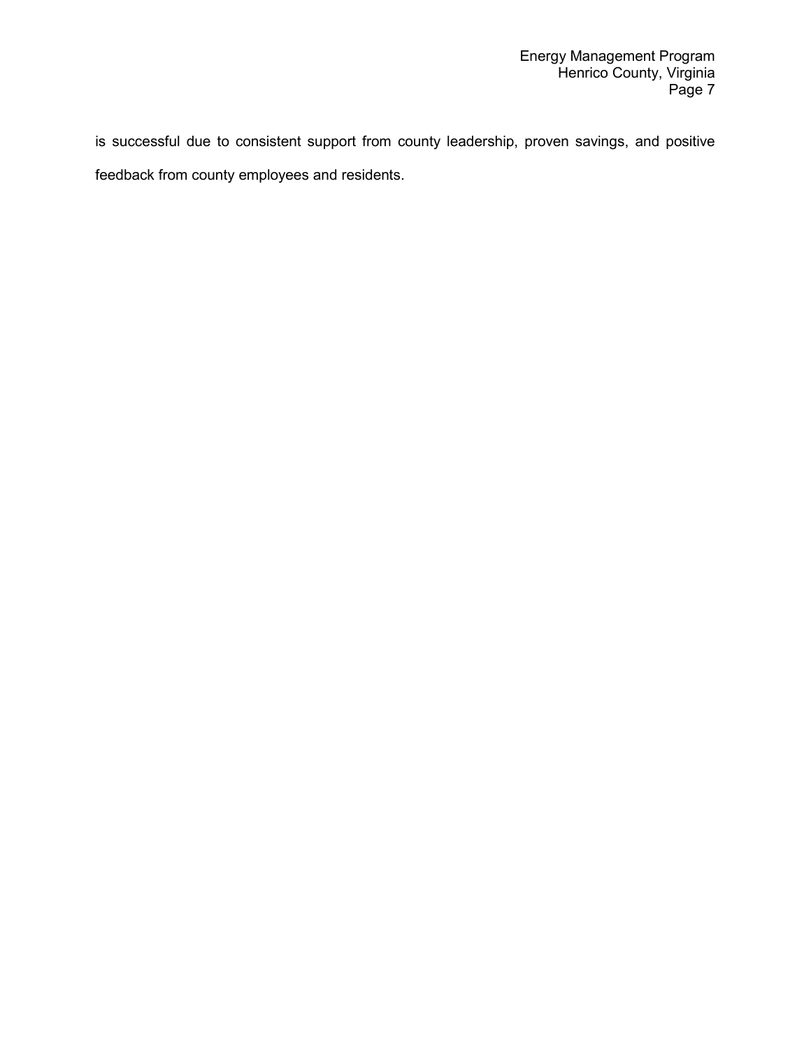is successful due to consistent support from county leadership, proven savings, and positive feedback from county employees and residents.